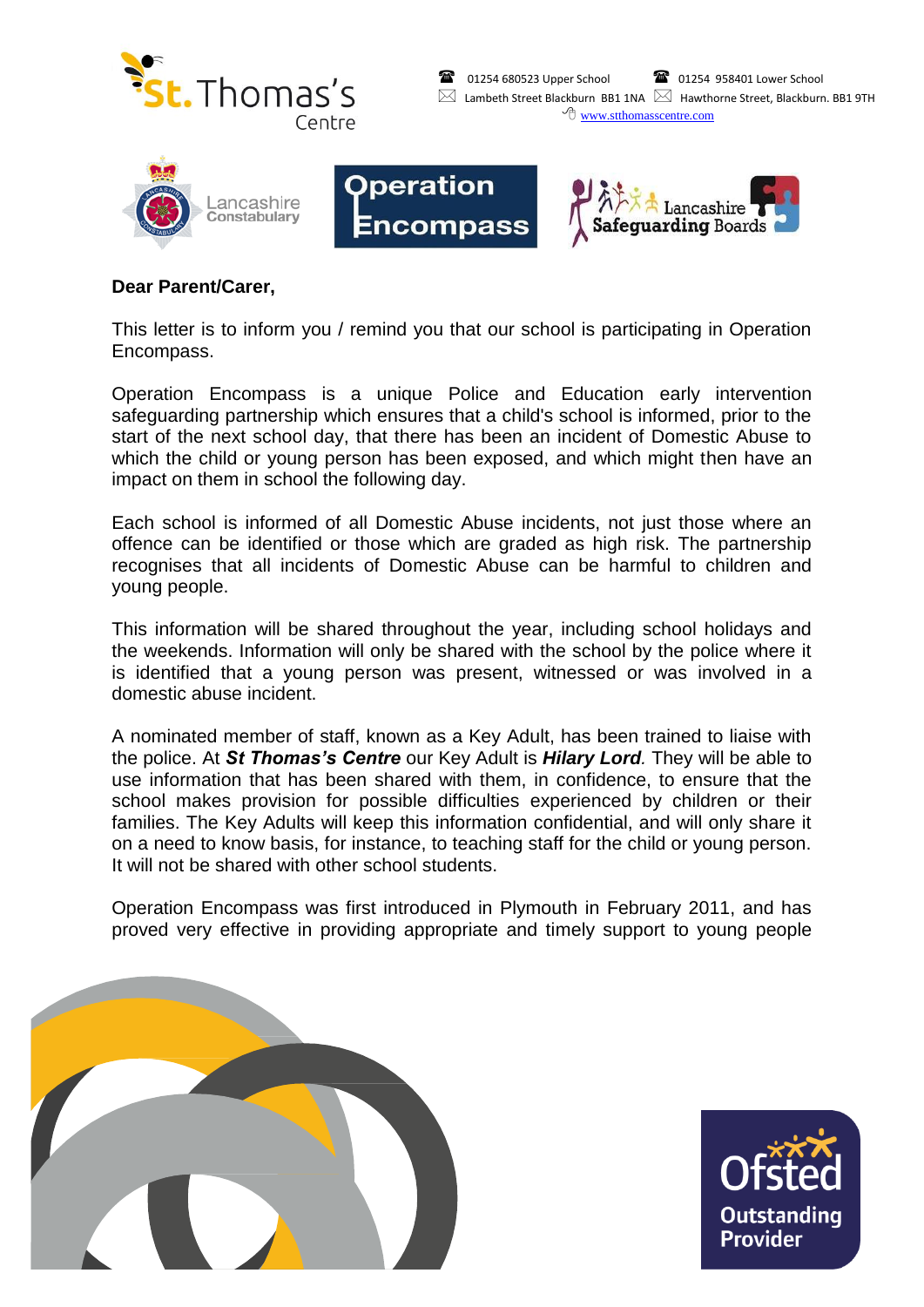St. Thomas's Centre

01254 680523 Upper School  01254 958401 Lower School
Lambeth Street Blackburn BB1 1NA  Hawthorne Street, Blackburn. BB1 9TH
www.stthomasscentre.com

Lancashire Constabulary | Operation Encompass | Lancashire Safeguarding Boards

**Dear Parent/Carer,**

This letter is to inform you / remind you that our school is participating in Operation Encompass.

Operation Encompass is a unique Police and Education early intervention safeguarding partnership which ensures that a child's school is informed, prior to the start of the next school day, that there has been an incident of Domestic Abuse to which the child or young person has been exposed, and which might then have an impact on them in school the following day.

Each school is informed of all Domestic Abuse incidents, not just those where an offence can be identified or those which are graded as high risk. The partnership recognises that all incidents of Domestic Abuse can be harmful to children and young people.

This information will be shared throughout the year, including school holidays and the weekends. Information will only be shared with the school by the police where it is identified that a young person was present, witnessed or was involved in a domestic abuse incident.

A nominated member of staff, known as a Key Adult, has been trained to liaise with the police. At ***St Thomas's Centre*** our Key Adult is ***Hilary Lord***. They will be able to use information that has been shared with them, in confidence, to ensure that the school makes provision for possible difficulties experienced by children or their families. The Key Adults will keep this information confidential, and will only share it on a need to know basis, for instance, to teaching staff for the child or young person. It will not be shared with other school students.

Operation Encompass was first introduced in Plymouth in February 2011, and has proved very effective in providing appropriate and timely support to young people

Ofsted Outstanding Provider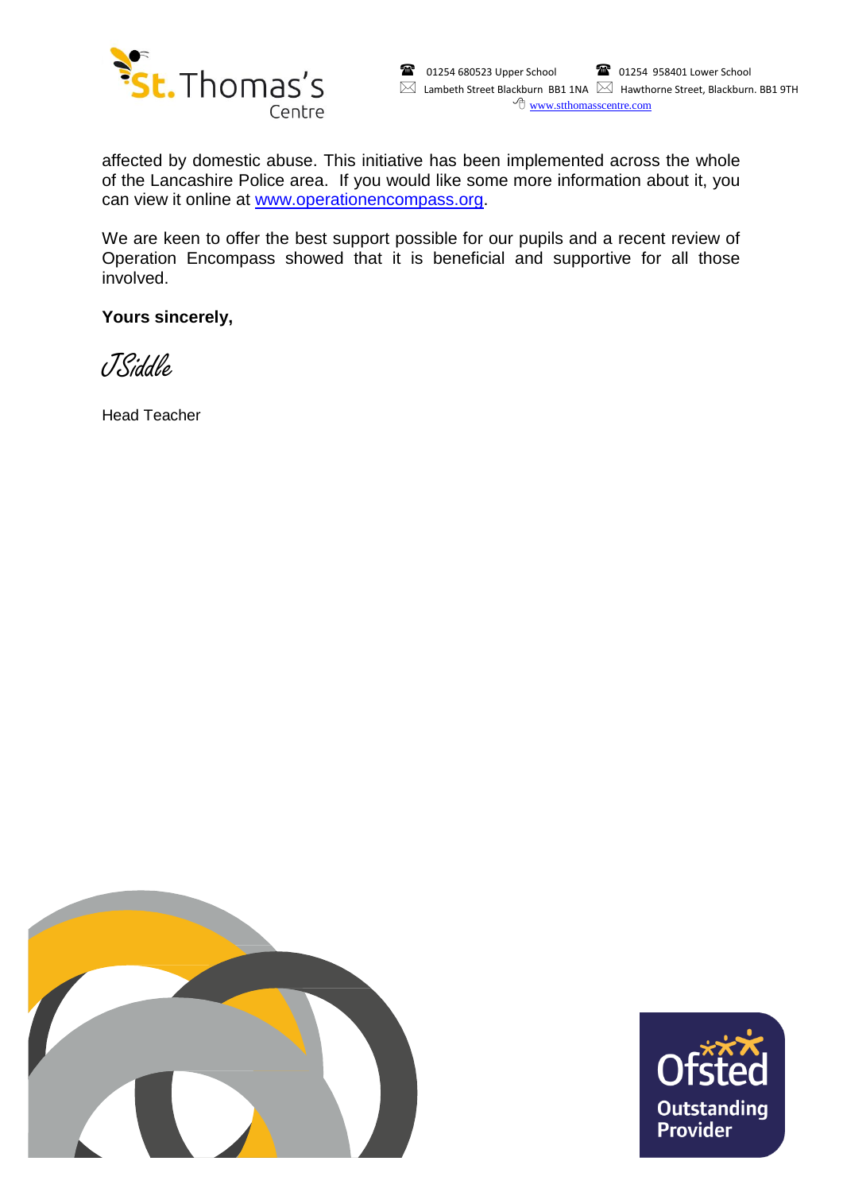affected by domestic abuse. This initiative has been implemented across the whole of the Lancashire Police area. If you would like some more information about it, you can view it online at www.operationencompass.org.

We are keen to offer the best support possible for our pupils and a recent review of Operation Encompass showed that it is beneficial and supportive for all those involved.

**Yours sincerely,**

*JSiddle*

Head Teacher